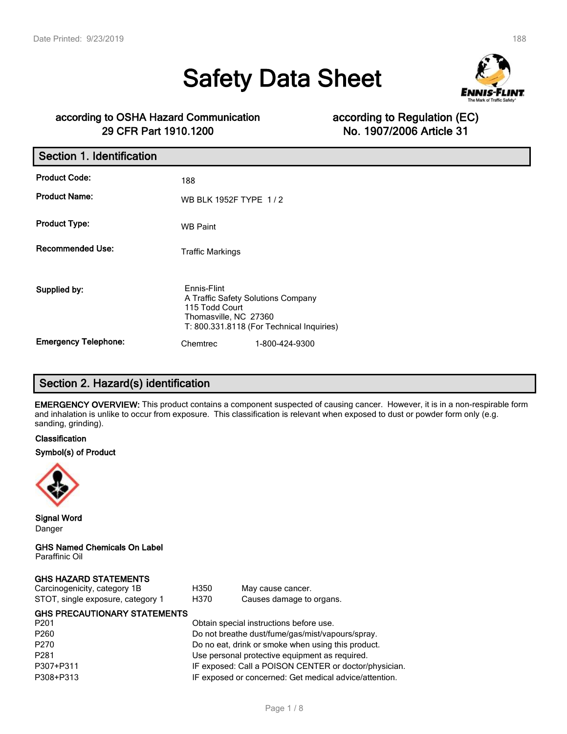# Safety Data Sheet

**according to OSHA Hazard Communication 29 CFR Part 1910.1200**

**according to Regulation (EC) No. 1907/2006 Article 31**

## Section 1. Identification

| | |
|---|---|
| **Product Code:** | 188 |
| **Product Name:** | WB BLK 1952F TYPE 1 / 2 |
| **Product Type:** | WB Paint |
| **Recommended Use:** | Traffic Markings |
| **Supplied by:** | Ennis-Flint<br>A Traffic Safety Solutions Company<br>115 Todd Court<br>Thomasville, NC 27360<br>T: 800.331.8118 (For Technical Inquiries) |
| **Emergency Telephone:** | Chemtrec 1-800-424-9300 |

## Section 2. Hazard(s) identification

**EMERGENCY OVERVIEW:** This product contains a component suspected of causing cancer. However, it is in a non-respirable form and inhalation is unlike to occur from exposure. This classification is relevant when exposed to dust or powder form only (e.g. sanding, grinding).

**Classification**

**Symbol(s) of Product**

**Signal Word**
Danger

**GHS Named Chemicals On Label**
Paraffinic Oil

**GHS HAZARD STATEMENTS**

| | | |
|---|---|---|
| Carcinogenicity, category 1B | H350 | May cause cancer. |
| STOT, single exposure, category 1 | H370 | Causes damage to organs. |

**GHS PRECAUTIONARY STATEMENTS**

| | |
|---|---|
| P201 | Obtain special instructions before use. |
| P260 | Do not breathe dust/fume/gas/mist/vapours/spray. |
| P270 | Do no eat, drink or smoke when using this product. |
| P281 | Use personal protective equipment as required. |
| P307+P311 | IF exposed: Call a POISON CENTER or doctor/physician. |
| P308+P313 | IF exposed or concerned: Get medical advice/attention. |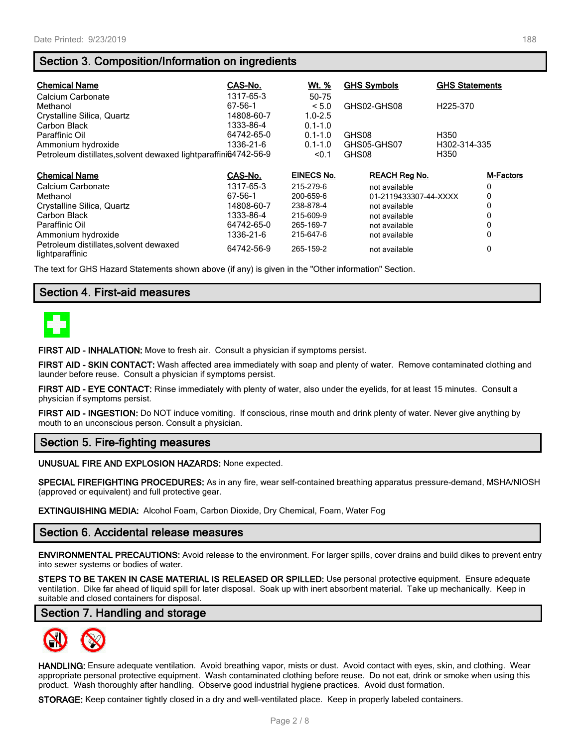## Section 3. Composition/Information on ingredients

| Chemical Name | CAS-No. | Wt. % | GHS Symbols | GHS Statements |
|---|---|---|---|---|
| Calcium Carbonate | 1317-65-3 | 50-75 | | |
| Methanol | 67-56-1 | < 5.0 | GHS02-GHS08 | H225-370 |
| Crystalline Silica, Quartz | 14808-60-7 | 1.0-2.5 | | |
| Carbon Black | 1333-86-4 | 0.1-1.0 | | |
| Paraffinic Oil | 64742-65-0 | 0.1-1.0 | GHS08 | H350 |
| Ammonium hydroxide | 1336-21-6 | 0.1-1.0 | GHS05-GHS07 | H302-314-335 |
| Petroleum distillates,solvent dewaxed lightparaffinic | 64742-56-9 | <0.1 | GHS08 | H350 |

| Chemical Name | CAS-No. | EINECS No. | REACH Reg No. | M-Factors |
|---|---|---|---|---|
| Calcium Carbonate | 1317-65-3 | 215-279-6 | not available | 0 |
| Methanol | 67-56-1 | 200-659-6 | 01-2119433307-44-XXXX | 0 |
| Crystalline Silica, Quartz | 14808-60-7 | 238-878-4 | not available | 0 |
| Carbon Black | 1333-86-4 | 215-609-9 | not available | 0 |
| Paraffinic Oil | 64742-65-0 | 265-169-7 | not available | 0 |
| Ammonium hydroxide | 1336-21-6 | 215-647-6 | not available | 0 |
| Petroleum distillates,solvent dewaxed lightparaffinic | 64742-56-9 | 265-159-2 | not available | 0 |

The text for GHS Hazard Statements shown above (if any) is given in the "Other information" Section.

## Section 4. First-aid measures

**FIRST AID - INHALATION:** Move to fresh air. Consult a physician if symptoms persist.

**FIRST AID - SKIN CONTACT:** Wash affected area immediately with soap and plenty of water. Remove contaminated clothing and launder before reuse. Consult a physician if symptoms persist.

**FIRST AID - EYE CONTACT:** Rinse immediately with plenty of water, also under the eyelids, for at least 15 minutes. Consult a physician if symptoms persist.

**FIRST AID - INGESTION:** Do NOT induce vomiting. If conscious, rinse mouth and drink plenty of water. Never give anything by mouth to an unconscious person. Consult a physician.

## Section 5. Fire-fighting measures

**UNUSUAL FIRE AND EXPLOSION HAZARDS:** None expected.

**SPECIAL FIREFIGHTING PROCEDURES:** As in any fire, wear self-contained breathing apparatus pressure-demand, MSHA/NIOSH (approved or equivalent) and full protective gear.

**EXTINGUISHING MEDIA:** Alcohol Foam, Carbon Dioxide, Dry Chemical, Foam, Water Fog

## Section 6. Accidental release measures

**ENVIRONMENTAL PRECAUTIONS:** Avoid release to the environment. For larger spills, cover drains and build dikes to prevent entry into sewer systems or bodies of water.

**STEPS TO BE TAKEN IN CASE MATERIAL IS RELEASED OR SPILLED:** Use personal protective equipment. Ensure adequate ventilation. Dike far ahead of liquid spill for later disposal. Soak up with inert absorbent material. Take up mechanically. Keep in suitable and closed containers for disposal.

## Section 7. Handling and storage

**HANDLING:** Ensure adequate ventilation. Avoid breathing vapor, mists or dust. Avoid contact with eyes, skin, and clothing. Wear appropriate personal protective equipment. Wash contaminated clothing before reuse. Do not eat, drink or smoke when using this product. Wash thoroughly after handling. Observe good industrial hygiene practices. Avoid dust formation.

**STORAGE:** Keep container tightly closed in a dry and well-ventilated place. Keep in properly labeled containers.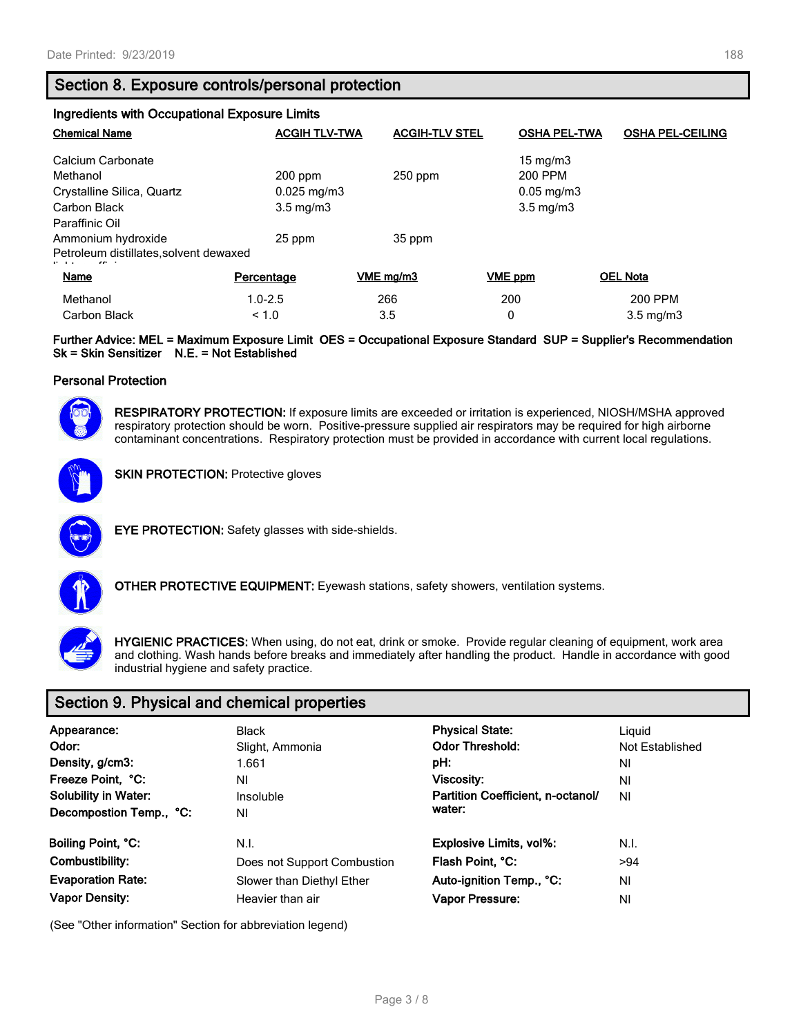## Section 8. Exposure controls/personal protection

### Ingredients with Occupational Exposure Limits

| Chemical Name | ACGIH TLV-TWA | ACGIH-TLV STEL | OSHA PEL-TWA | OSHA PEL-CEILING |
|---|---|---|---|---|
| Calcium Carbonate | | | 15 mg/m3 | |
| Methanol | 200 ppm | 250 ppm | 200 PPM | |
| Crystalline Silica, Quartz | 0.025 mg/m3 | | 0.05 mg/m3 | |
| Carbon Black | 3.5 mg/m3 | | 3.5 mg/m3 | |
| Paraffinic Oil | | | | |
| Ammonium hydroxide | 25 ppm | 35 ppm | | |
| Petroleum distillates,solvent dewaxed light paraffinic | | | | |

| Name | Percentage | VME mg/m3 | VME ppm | OEL Nota |
|---|---|---|---|---|
| Methanol | 1.0-2.5 | 266 | 200 | 200 PPM |
| Carbon Black | < 1.0 | 3.5 | 0 | 3.5 mg/m3 |

**Further Advice: MEL = Maximum Exposure Limit OES = Occupational Exposure Standard SUP = Supplier's Recommendation Sk = Skin Sensitizer N.E. = Not Established**

### Personal Protection

**RESPIRATORY PROTECTION:** If exposure limits are exceeded or irritation is experienced, NIOSH/MSHA approved respiratory protection should be worn. Positive-pressure supplied air respirators may be required for high airborne contaminant concentrations. Respiratory protection must be provided in accordance with current local regulations.

**SKIN PROTECTION:** Protective gloves

**EYE PROTECTION:** Safety glasses with side-shields.

**OTHER PROTECTIVE EQUIPMENT:** Eyewash stations, safety showers, ventilation systems.

**HYGIENIC PRACTICES:** When using, do not eat, drink or smoke. Provide regular cleaning of equipment, work area and clothing. Wash hands before breaks and immediately after handling the product. Handle in accordance with good industrial hygiene and safety practice.

## Section 9. Physical and chemical properties

| | | | |
|---|---|---|---|
| **Appearance:** | Black | **Physical State:** | Liquid |
| **Odor:** | Slight, Ammonia | **Odor Threshold:** | Not Established |
| **Density, g/cm3:** | 1.661 | **pH:** | NI |
| **Freeze Point, °C:** | NI | **Viscosity:** | NI |
| **Solubility in Water:** | Insoluble | **Partition Coefficient, n-octanol/water:** | NI |
| **Decompostion Temp., °C:** | NI | | |
| **Boiling Point, °C:** | N.I. | **Explosive Limits, vol%:** | N.I. |
| **Combustibility:** | Does not Support Combustion | **Flash Point, °C:** | >94 |
| **Evaporation Rate:** | Slower than Diethyl Ether | **Auto-ignition Temp., °C:** | NI |
| **Vapor Density:** | Heavier than air | **Vapor Pressure:** | NI |

(See "Other information" Section for abbreviation legend)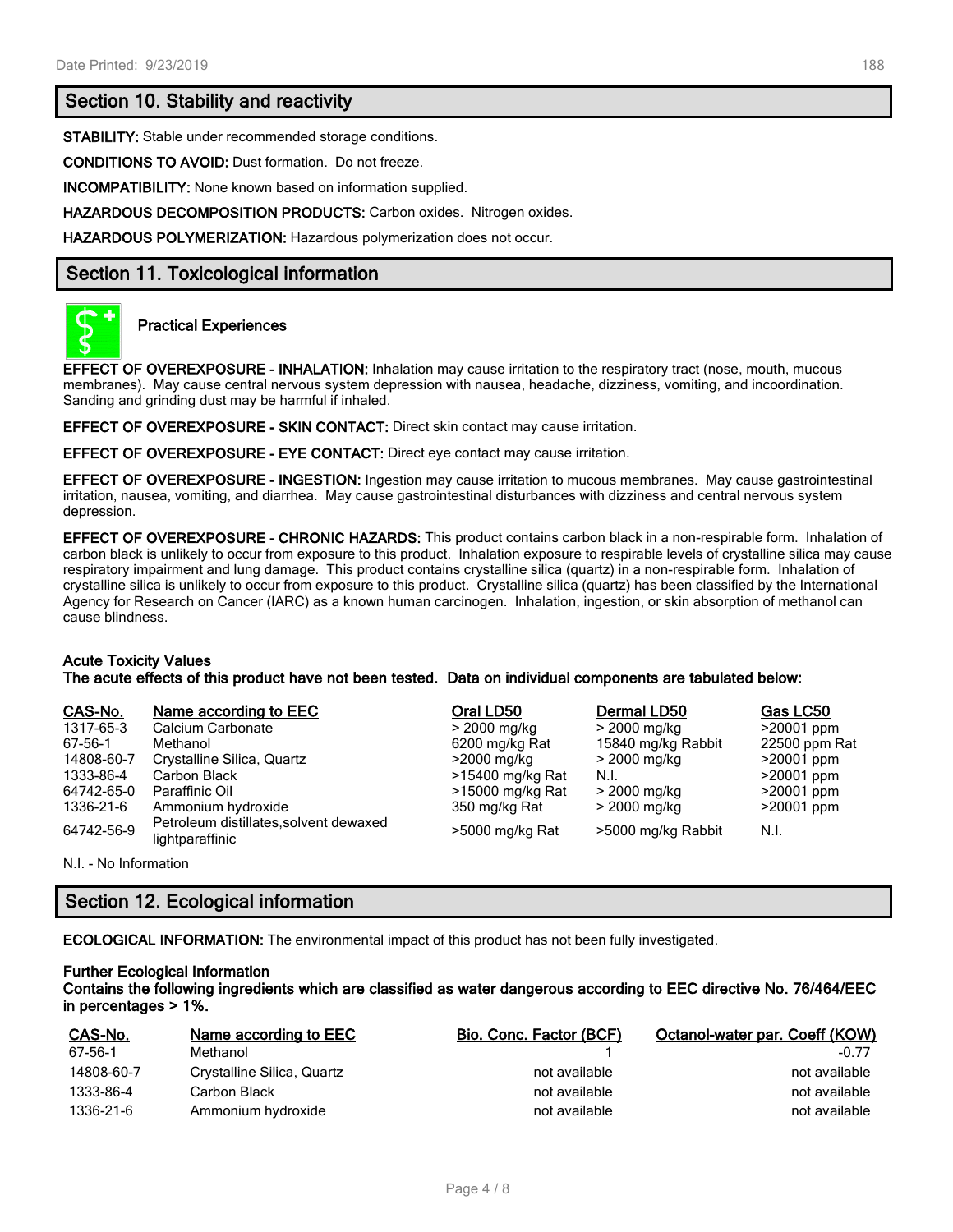## Section 10. Stability and reactivity

**STABILITY:** Stable under recommended storage conditions.

**CONDITIONS TO AVOID:** Dust formation. Do not freeze.

**INCOMPATIBILITY:** None known based on information supplied.

**HAZARDOUS DECOMPOSITION PRODUCTS:** Carbon oxides. Nitrogen oxides.

**HAZARDOUS POLYMERIZATION:** Hazardous polymerization does not occur.

## Section 11. Toxicological information

**Practical Experiences**

**EFFECT OF OVEREXPOSURE - INHALATION:** Inhalation may cause irritation to the respiratory tract (nose, mouth, mucous membranes). May cause central nervous system depression with nausea, headache, dizziness, vomiting, and incoordination. Sanding and grinding dust may be harmful if inhaled.

**EFFECT OF OVEREXPOSURE - SKIN CONTACT:** Direct skin contact may cause irritation.

**EFFECT OF OVEREXPOSURE - EYE CONTACT:** Direct eye contact may cause irritation.

**EFFECT OF OVEREXPOSURE - INGESTION:** Ingestion may cause irritation to mucous membranes. May cause gastrointestinal irritation, nausea, vomiting, and diarrhea. May cause gastrointestinal disturbances with dizziness and central nervous system depression.

**EFFECT OF OVEREXPOSURE - CHRONIC HAZARDS:** This product contains carbon black in a non-respirable form. Inhalation of carbon black is unlikely to occur from exposure to this product. Inhalation exposure to respirable levels of crystalline silica may cause respiratory impairment and lung damage. This product contains crystalline silica (quartz) in a non-respirable form. Inhalation of crystalline silica is unlikely to occur from exposure to this product. Crystalline silica (quartz) has been classified by the International Agency for Research on Cancer (IARC) as a known human carcinogen. Inhalation, ingestion, or skin absorption of methanol can cause blindness.

**Acute Toxicity Values**
**The acute effects of this product have not been tested. Data on individual components are tabulated below:**

| CAS-No. | Name according to EEC | Oral LD50 | Dermal LD50 | Gas LC50 |
|---|---|---|---|---|
| 1317-65-3 | Calcium Carbonate | > 2000 mg/kg | > 2000 mg/kg | >20001 ppm |
| 67-56-1 | Methanol | 6200 mg/kg Rat | 15840 mg/kg Rabbit | 22500 ppm Rat |
| 14808-60-7 | Crystalline Silica, Quartz | >2000 mg/kg | > 2000 mg/kg | >20001 ppm |
| 1333-86-4 | Carbon Black | >15400 mg/kg Rat | N.I. | >20001 ppm |
| 64742-65-0 | Paraffinic Oil | >15000 mg/kg Rat | > 2000 mg/kg | >20001 ppm |
| 1336-21-6 | Ammonium hydroxide | 350 mg/kg Rat | > 2000 mg/kg | >20001 ppm |
| 64742-56-9 | Petroleum distillates,solvent dewaxed lightparaffinic | >5000 mg/kg Rat | >5000 mg/kg Rabbit | N.I. |

N.I. - No Information

## Section 12. Ecological information

**ECOLOGICAL INFORMATION:** The environmental impact of this product has not been fully investigated.

**Further Ecological Information**
**Contains the following ingredients which are classified as water dangerous according to EEC directive No. 76/464/EEC in percentages > 1%.**

| CAS-No. | Name according to EEC | Bio. Conc. Factor (BCF) | Octanol-water par. Coeff (KOW) |
|---|---|---|---|
| 67-56-1 | Methanol | 1 | -0.77 |
| 14808-60-7 | Crystalline Silica, Quartz | not available | not available |
| 1333-86-4 | Carbon Black | not available | not available |
| 1336-21-6 | Ammonium hydroxide | not available | not available |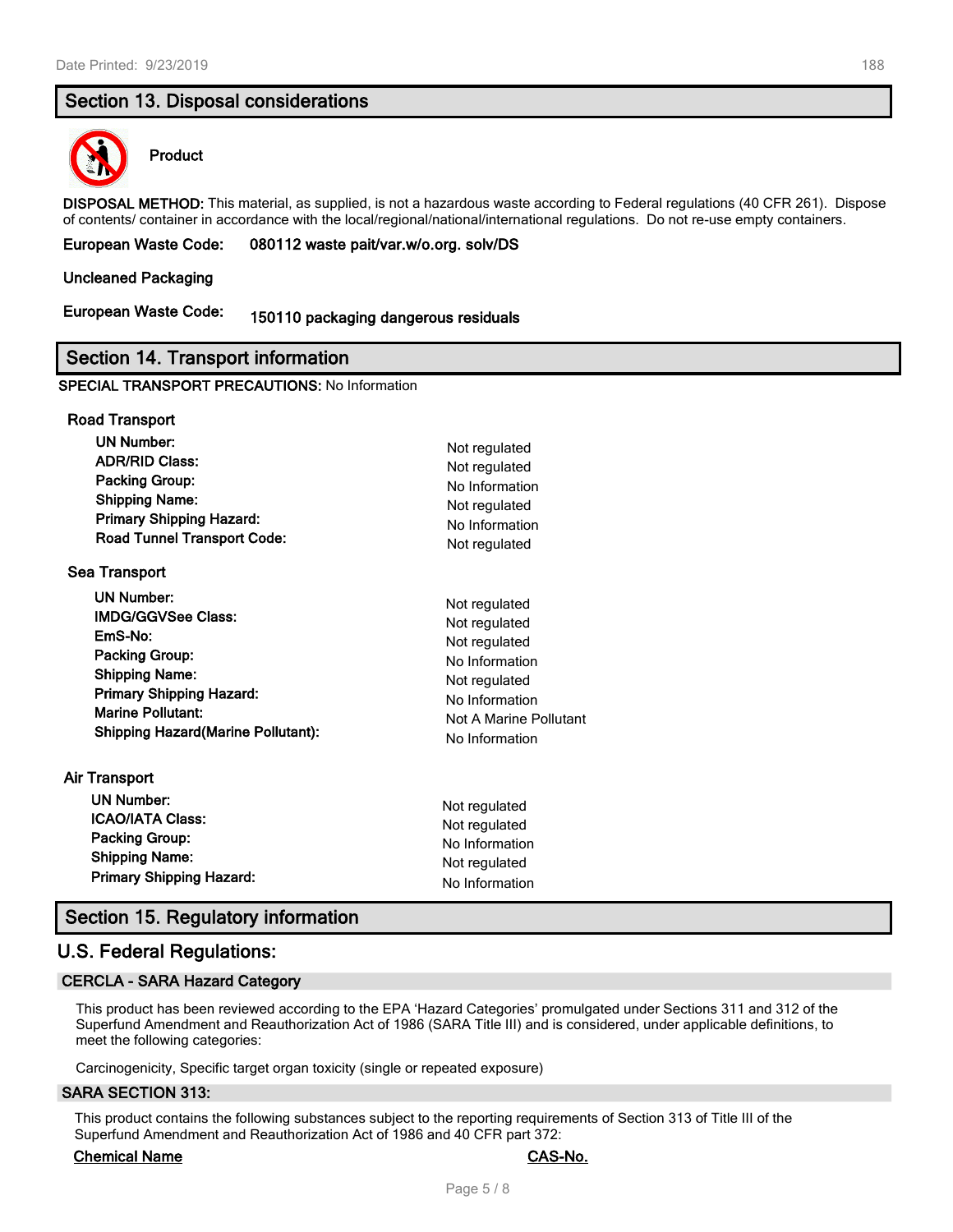## Section 13. Disposal considerations

**Product**

**DISPOSAL METHOD:** This material, as supplied, is not a hazardous waste according to Federal regulations (40 CFR 261). Dispose of contents/ container in accordance with the local/regional/national/international regulations. Do not re-use empty containers.

**European Waste Code:** **080112 waste pait/var.w/o.org. solv/DS**

**Uncleaned Packaging**

**European Waste Code:** **150110 packaging dangerous residuals**

## Section 14. Transport information

**SPECIAL TRANSPORT PRECAUTIONS:** No Information

**Road Transport**

| | |
|---|---|
| **UN Number:** | Not regulated |
| **ADR/RID Class:** | Not regulated |
| **Packing Group:** | No Information |
| **Shipping Name:** | Not regulated |
| **Primary Shipping Hazard:** | No Information |
| **Road Tunnel Transport Code:** | Not regulated |

**Sea Transport**

| | |
|---|---|
| **UN Number:** | Not regulated |
| **IMDG/GGVSee Class:** | Not regulated |
| **EmS-No:** | Not regulated |
| **Packing Group:** | No Information |
| **Shipping Name:** | Not regulated |
| **Primary Shipping Hazard:** | No Information |
| **Marine Pollutant:** | Not A Marine Pollutant |
| **Shipping Hazard(Marine Pollutant):** | No Information |

**Air Transport**

| | |
|---|---|
| **UN Number:** | Not regulated |
| **ICAO/IATA Class:** | Not regulated |
| **Packing Group:** | No Information |
| **Shipping Name:** | Not regulated |
| **Primary Shipping Hazard:** | No Information |

## Section 15. Regulatory information

### U.S. Federal Regulations:

**CERCLA - SARA Hazard Category**

This product has been reviewed according to the EPA 'Hazard Categories' promulgated under Sections 311 and 312 of the Superfund Amendment and Reauthorization Act of 1986 (SARA Title III) and is considered, under applicable definitions, to meet the following categories:

Carcinogenicity, Specific target organ toxicity (single or repeated exposure)

**SARA SECTION 313:**

This product contains the following substances subject to the reporting requirements of Section 313 of Title III of the Superfund Amendment and Reauthorization Act of 1986 and 40 CFR part 372:

| Chemical Name | CAS-No. |
|---|---|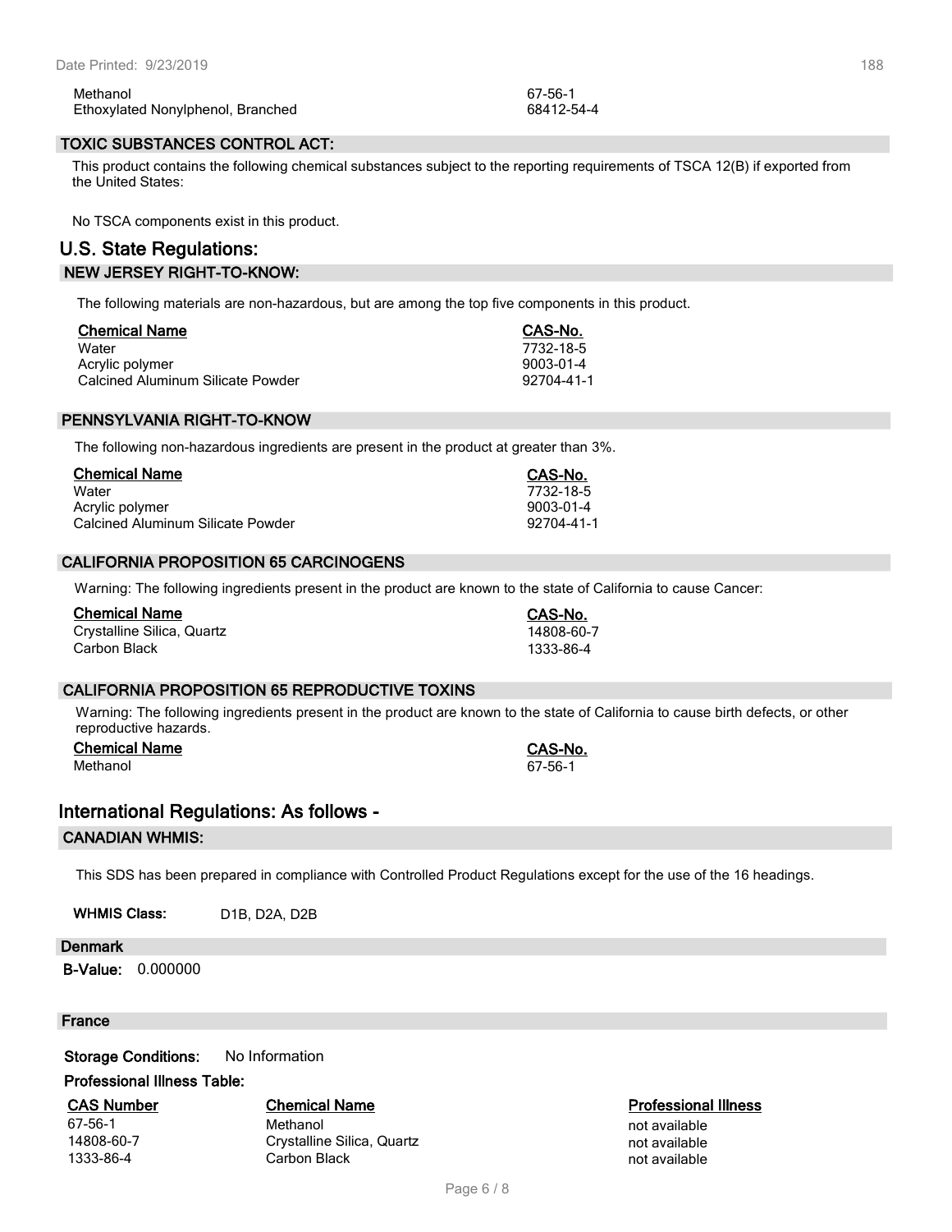| | |
|---|---|
| Methanol | 67-56-1 |
| Ethoxylated Nonylphenol, Branched | 68412-54-4 |

### TOXIC SUBSTANCES CONTROL ACT:

This product contains the following chemical substances subject to the reporting requirements of TSCA 12(B) if exported from the United States:

No TSCA components exist in this product.

## U.S. State Regulations:

### NEW JERSEY RIGHT-TO-KNOW:

The following materials are non-hazardous, but are among the top five components in this product.

| Chemical Name | CAS-No. |
|---|---|
| Water | 7732-18-5 |
| Acrylic polymer | 9003-01-4 |
| Calcined Aluminum Silicate Powder | 92704-41-1 |

### PENNSYLVANIA RIGHT-TO-KNOW

The following non-hazardous ingredients are present in the product at greater than 3%.

| Chemical Name | CAS-No. |
|---|---|
| Water | 7732-18-5 |
| Acrylic polymer | 9003-01-4 |
| Calcined Aluminum Silicate Powder | 92704-41-1 |

### CALIFORNIA PROPOSITION 65 CARCINOGENS

Warning: The following ingredients present in the product are known to the state of California to cause Cancer:

| Chemical Name | CAS-No. |
|---|---|
| Crystalline Silica, Quartz | 14808-60-7 |
| Carbon Black | 1333-86-4 |

### CALIFORNIA PROPOSITION 65 REPRODUCTIVE TOXINS

Warning: The following ingredients present in the product are known to the state of California to cause birth defects, or other reproductive hazards.

| Chemical Name | CAS-No. |
|---|---|
| Methanol | 67-56-1 |

## International Regulations: As follows -

### CANADIAN WHMIS:

This SDS has been prepared in compliance with Controlled Product Regulations except for the use of the 16 headings.

**WHMIS Class:** D1B, D2A, D2B

### Denmark

**B-Value:** 0.000000

### France

**Storage Conditions:** No Information

**Professional Illness Table:**

| CAS Number | Chemical Name | Professional Illness |
|---|---|---|
| 67-56-1 | Methanol | not available |
| 14808-60-7 | Crystalline Silica, Quartz | not available |
| 1333-86-4 | Carbon Black | not available |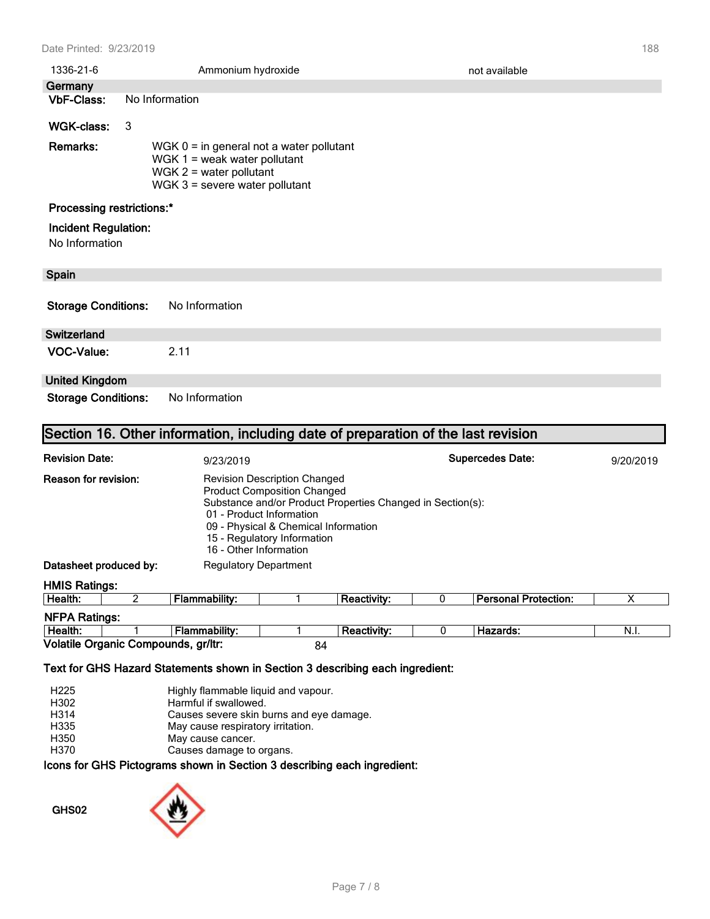| 1336-21-6 | Ammonium hydroxide | not available |
|---|---|---|

## Germany

**VbF-Class:** No Information

**WGK-class:** 3

**Remarks:**
WGK 0 = in general not a water pollutant
WGK 1 = weak water pollutant
WGK 2 = water pollutant
WGK 3 = severe water pollutant

**Processing restrictions:***

**Incident Regulation:**
No Information

## Spain

**Storage Conditions:** No Information

## Switzerland

**VOC-Value:** 2.11

## United Kingdom

**Storage Conditions:** No Information

# Section 16. Other information, including date of preparation of the last revision

**Revision Date:** 9/23/2019

**Supercedes Date:** 9/20/2019

**Reason for revision:**
Revision Description Changed
Product Composition Changed
Substance and/or Product Properties Changed in Section(s):
01 - Product Information
09 - Physical & Chemical Information
15 - Regulatory Information
16 - Other Information

**Datasheet produced by:** Regulatory Department

**HMIS Ratings:**

| Health: | 2 | Flammability: | 1 | Reactivity: | 0 | Personal Protection: | X |
|---|---|---|---|---|---|---|---|

**NFPA Ratings:**

| Health: | 1 | Flammability: | 1 | Reactivity: | 0 | Hazards: | N.I. |
|---|---|---|---|---|---|---|---|

**Volatile Organic Compounds, gr/ltr:** 84

**Text for GHS Hazard Statements shown in Section 3 describing each ingredient:**

| | |
|---|---|
| H225 | Highly flammable liquid and vapour. |
| H302 | Harmful if swallowed. |
| H314 | Causes severe skin burns and eye damage. |
| H335 | May cause respiratory irritation. |
| H350 | May cause cancer. |
| H370 | Causes damage to organs. |

**Icons for GHS Pictograms shown in Section 3 describing each ingredient:**

GHS02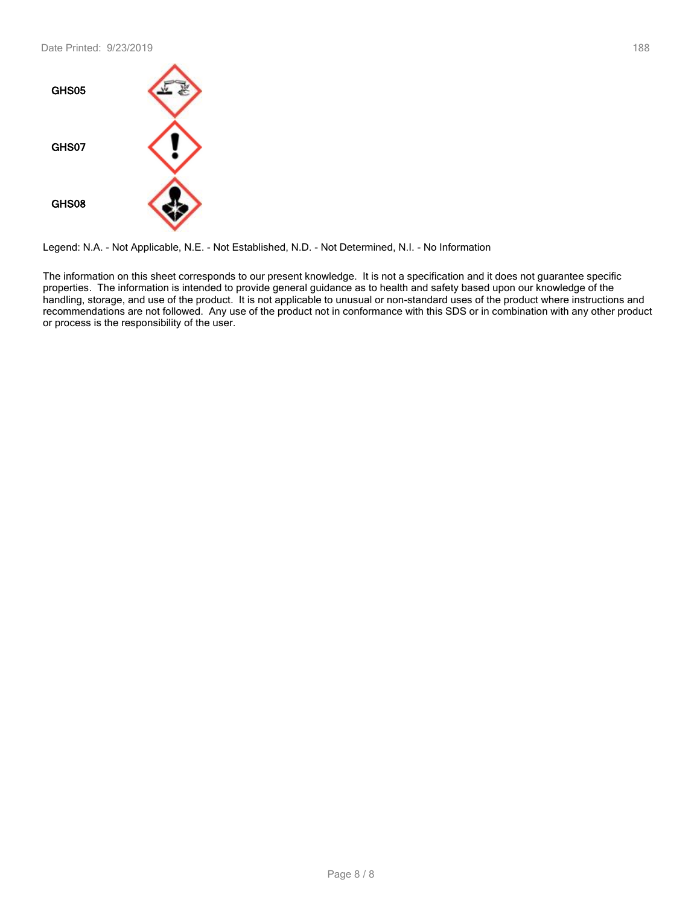**GHS05**

**GHS07**

**GHS08**

Legend: N.A. - Not Applicable, N.E. - Not Established, N.D. - Not Determined, N.I. - No Information

The information on this sheet corresponds to our present knowledge. It is not a specification and it does not guarantee specific properties. The information is intended to provide general guidance as to health and safety based upon our knowledge of the handling, storage, and use of the product. It is not applicable to unusual or non-standard uses of the product where instructions and recommendations are not followed. Any use of the product not in conformance with this SDS or in combination with any other product or process is the responsibility of the user.